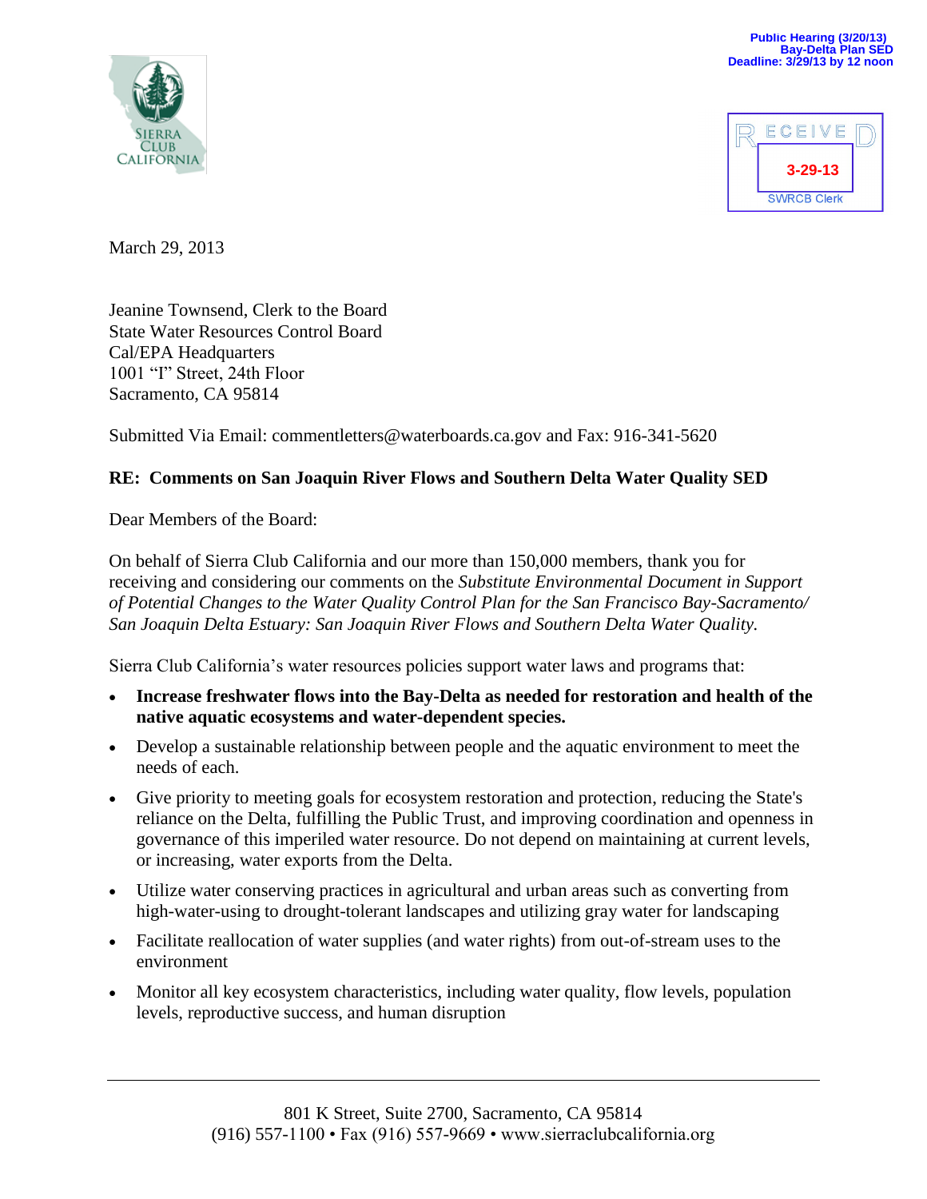Public Hearing (3/20/13)
Bay-Delta Plan SED
Deadline: 3/29/13 by 12 noon

SIERRA CLUB CALIFORNIA

RECEIVED
3-29-13
SWRCB Clerk

March 29, 2013

Jeanine Townsend, Clerk to the Board
State Water Resources Control Board
Cal/EPA Headquarters
1001 "I" Street, 24th Floor
Sacramento, CA 95814

Submitted Via Email: commentletters@waterboards.ca.gov and Fax: 916-341-5620

**RE: Comments on San Joaquin River Flows and Southern Delta Water Quality SED**

Dear Members of the Board:

On behalf of Sierra Club California and our more than 150,000 members, thank you for receiving and considering our comments on the *Substitute Environmental Document in Support of Potential Changes to the Water Quality Control Plan for the San Francisco Bay-Sacramento/ San Joaquin Delta Estuary: San Joaquin River Flows and Southern Delta Water Quality.*

Sierra Club California's water resources policies support water laws and programs that:

- **Increase freshwater flows into the Bay-Delta as needed for restoration and health of the native aquatic ecosystems and water-dependent species.**
- Develop a sustainable relationship between people and the aquatic environment to meet the needs of each.
- Give priority to meeting goals for ecosystem restoration and protection, reducing the State's reliance on the Delta, fulfilling the Public Trust, and improving coordination and openness in governance of this imperiled water resource. Do not depend on maintaining at current levels, or increasing, water exports from the Delta.
- Utilize water conserving practices in agricultural and urban areas such as converting from high-water-using to drought-tolerant landscapes and utilizing gray water for landscaping
- Facilitate reallocation of water supplies (and water rights) from out-of-stream uses to the environment
- Monitor all key ecosystem characteristics, including water quality, flow levels, population levels, reproductive success, and human disruption

801 K Street, Suite 2700, Sacramento, CA 95814
(916) 557-1100 • Fax (916) 557-9669 • www.sierraclubcalifornia.org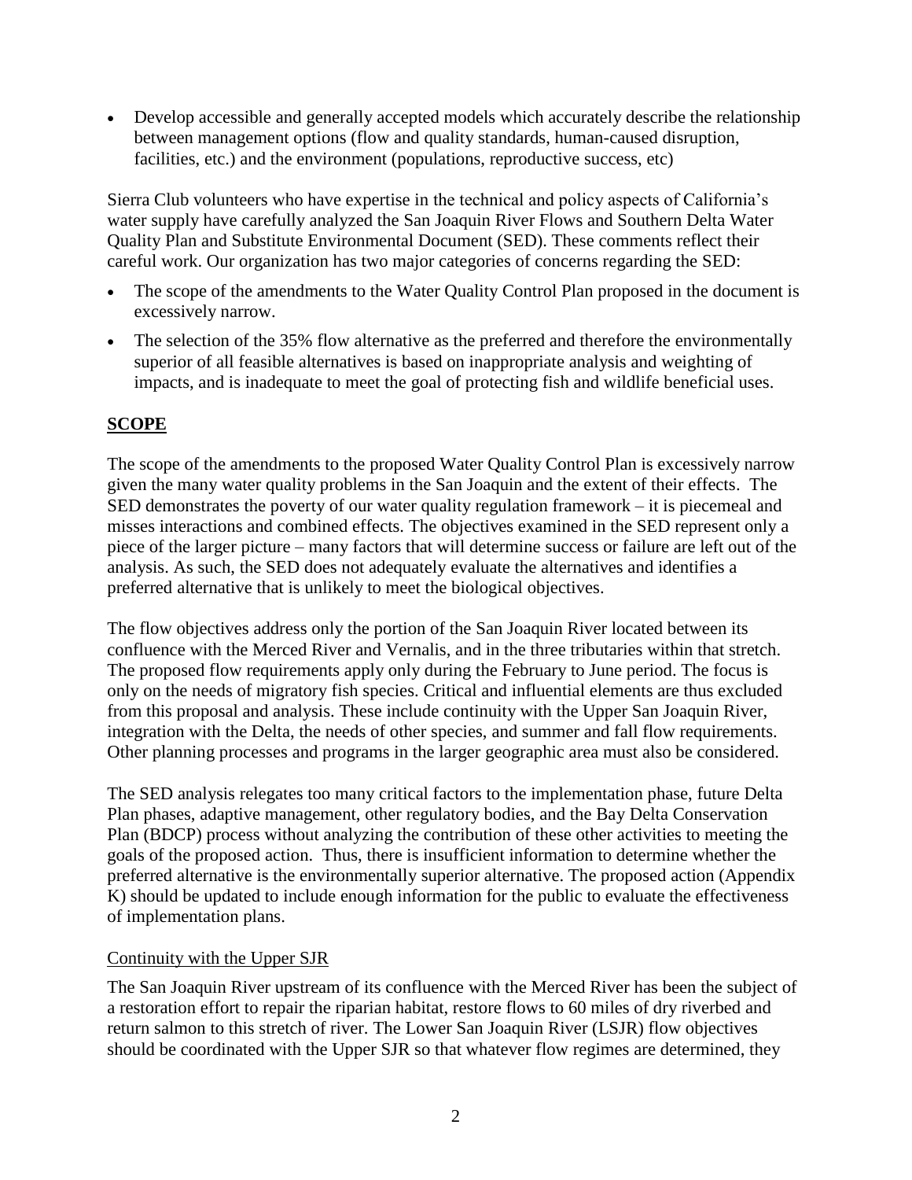- Develop accessible and generally accepted models which accurately describe the relationship between management options (flow and quality standards, human-caused disruption, facilities, etc.) and the environment (populations, reproductive success, etc)

Sierra Club volunteers who have expertise in the technical and policy aspects of California's water supply have carefully analyzed the San Joaquin River Flows and Southern Delta Water Quality Plan and Substitute Environmental Document (SED). These comments reflect their careful work. Our organization has two major categories of concerns regarding the SED:

- The scope of the amendments to the Water Quality Control Plan proposed in the document is excessively narrow.
- The selection of the 35% flow alternative as the preferred and therefore the environmentally superior of all feasible alternatives is based on inappropriate analysis and weighting of impacts, and is inadequate to meet the goal of protecting fish and wildlife beneficial uses.

## SCOPE

The scope of the amendments to the proposed Water Quality Control Plan is excessively narrow given the many water quality problems in the San Joaquin and the extent of their effects. The SED demonstrates the poverty of our water quality regulation framework – it is piecemeal and misses interactions and combined effects. The objectives examined in the SED represent only a piece of the larger picture – many factors that will determine success or failure are left out of the analysis. As such, the SED does not adequately evaluate the alternatives and identifies a preferred alternative that is unlikely to meet the biological objectives.

The flow objectives address only the portion of the San Joaquin River located between its confluence with the Merced River and Vernalis, and in the three tributaries within that stretch. The proposed flow requirements apply only during the February to June period. The focus is only on the needs of migratory fish species. Critical and influential elements are thus excluded from this proposal and analysis. These include continuity with the Upper San Joaquin River, integration with the Delta, the needs of other species, and summer and fall flow requirements. Other planning processes and programs in the larger geographic area must also be considered.

The SED analysis relegates too many critical factors to the implementation phase, future Delta Plan phases, adaptive management, other regulatory bodies, and the Bay Delta Conservation Plan (BDCP) process without analyzing the contribution of these other activities to meeting the goals of the proposed action. Thus, there is insufficient information to determine whether the preferred alternative is the environmentally superior alternative. The proposed action (Appendix K) should be updated to include enough information for the public to evaluate the effectiveness of implementation plans.

### Continuity with the Upper SJR

The San Joaquin River upstream of its confluence with the Merced River has been the subject of a restoration effort to repair the riparian habitat, restore flows to 60 miles of dry riverbed and return salmon to this stretch of river. The Lower San Joaquin River (LSJR) flow objectives should be coordinated with the Upper SJR so that whatever flow regimes are determined, they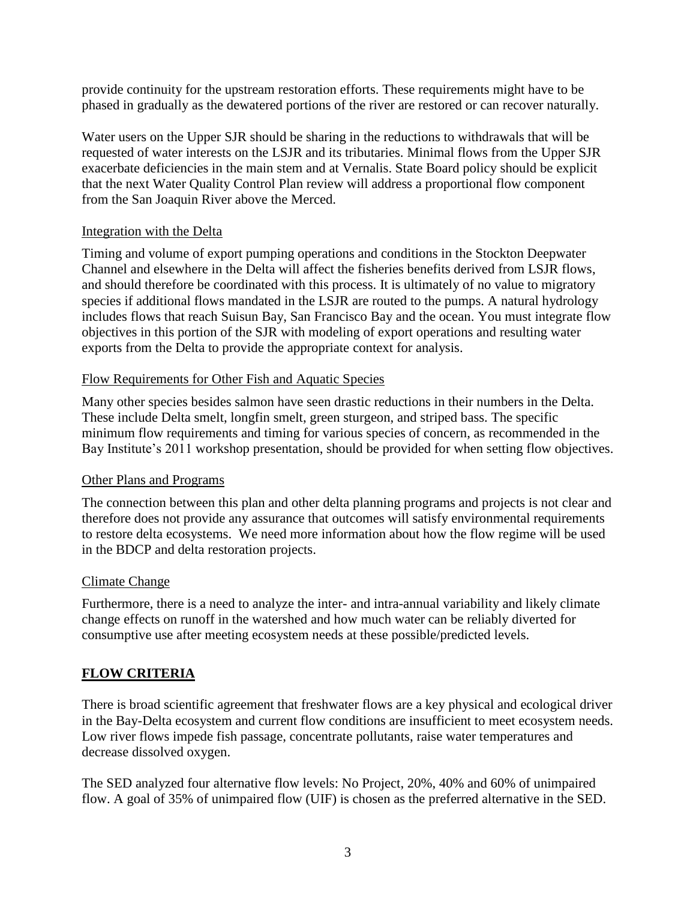provide continuity for the upstream restoration efforts. These requirements might have to be phased in gradually as the dewatered portions of the river are restored or can recover naturally.

Water users on the Upper SJR should be sharing in the reductions to withdrawals that will be requested of water interests on the LSJR and its tributaries. Minimal flows from the Upper SJR exacerbate deficiencies in the main stem and at Vernalis. State Board policy should be explicit that the next Water Quality Control Plan review will address a proportional flow component from the San Joaquin River above the Merced.

Integration with the Delta

Timing and volume of export pumping operations and conditions in the Stockton Deepwater Channel and elsewhere in the Delta will affect the fisheries benefits derived from LSJR flows, and should therefore be coordinated with this process. It is ultimately of no value to migratory species if additional flows mandated in the LSJR are routed to the pumps. A natural hydrology includes flows that reach Suisun Bay, San Francisco Bay and the ocean. You must integrate flow objectives in this portion of the SJR with modeling of export operations and resulting water exports from the Delta to provide the appropriate context for analysis.

Flow Requirements for Other Fish and Aquatic Species

Many other species besides salmon have seen drastic reductions in their numbers in the Delta. These include Delta smelt, longfin smelt, green sturgeon, and striped bass. The specific minimum flow requirements and timing for various species of concern, as recommended in the Bay Institute's 2011 workshop presentation, should be provided for when setting flow objectives.

Other Plans and Programs

The connection between this plan and other delta planning programs and projects is not clear and therefore does not provide any assurance that outcomes will satisfy environmental requirements to restore delta ecosystems. We need more information about how the flow regime will be used in the BDCP and delta restoration projects.

Climate Change

Furthermore, there is a need to analyze the inter- and intra-annual variability and likely climate change effects on runoff in the watershed and how much water can be reliably diverted for consumptive use after meeting ecosystem needs at these possible/predicted levels.

## FLOW CRITERIA

There is broad scientific agreement that freshwater flows are a key physical and ecological driver in the Bay-Delta ecosystem and current flow conditions are insufficient to meet ecosystem needs. Low river flows impede fish passage, concentrate pollutants, raise water temperatures and decrease dissolved oxygen.

The SED analyzed four alternative flow levels: No Project, 20%, 40% and 60% of unimpaired flow. A goal of 35% of unimpaired flow (UIF) is chosen as the preferred alternative in the SED.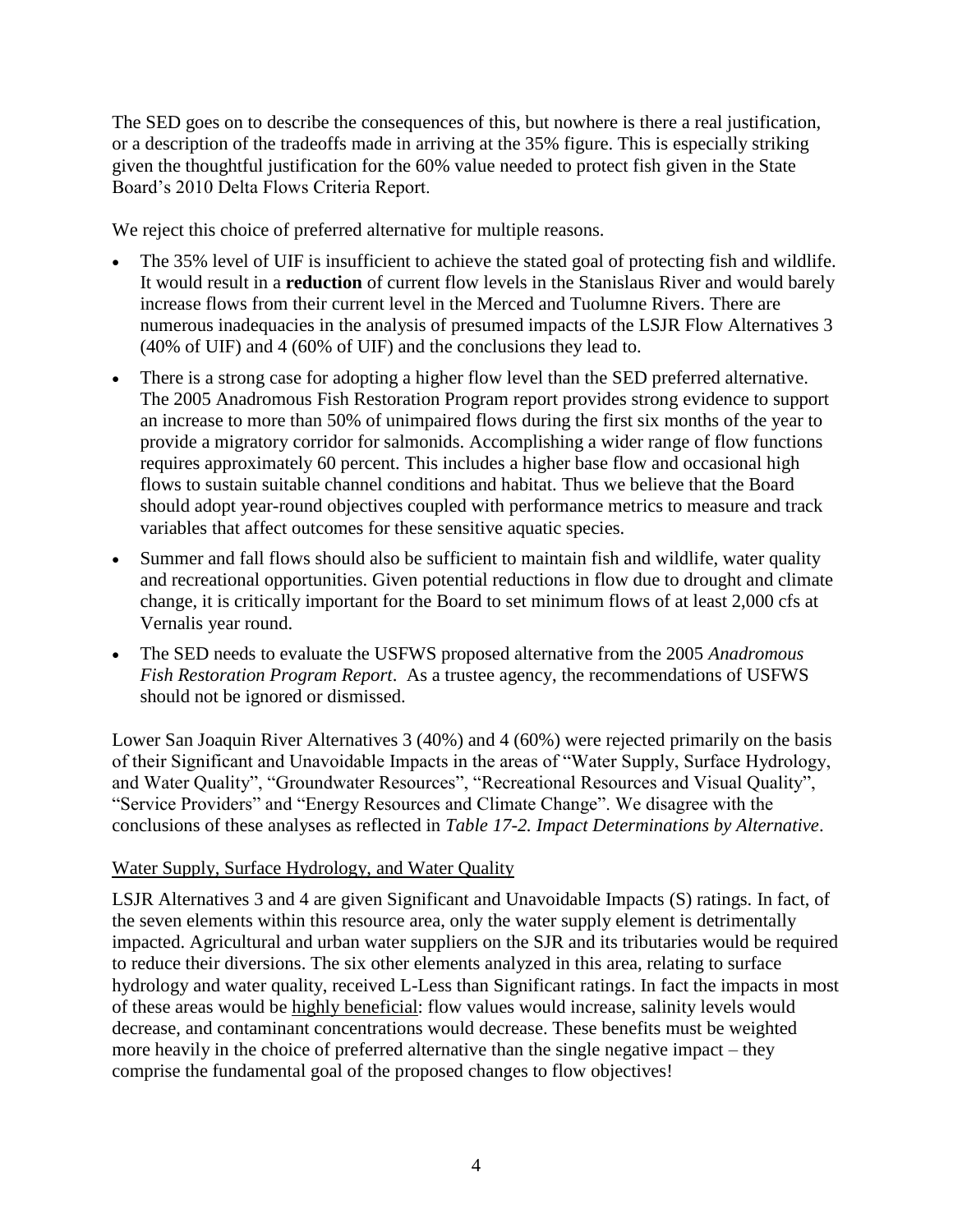The SED goes on to describe the consequences of this, but nowhere is there a real justification, or a description of the tradeoffs made in arriving at the 35% figure. This is especially striking given the thoughtful justification for the 60% value needed to protect fish given in the State Board's 2010 Delta Flows Criteria Report.

We reject this choice of preferred alternative for multiple reasons.

- The 35% level of UIF is insufficient to achieve the stated goal of protecting fish and wildlife. It would result in a **reduction** of current flow levels in the Stanislaus River and would barely increase flows from their current level in the Merced and Tuolumne Rivers. There are numerous inadequacies in the analysis of presumed impacts of the LSJR Flow Alternatives 3 (40% of UIF) and 4 (60% of UIF) and the conclusions they lead to.
- There is a strong case for adopting a higher flow level than the SED preferred alternative. The 2005 Anadromous Fish Restoration Program report provides strong evidence to support an increase to more than 50% of unimpaired flows during the first six months of the year to provide a migratory corridor for salmonids. Accomplishing a wider range of flow functions requires approximately 60 percent. This includes a higher base flow and occasional high flows to sustain suitable channel conditions and habitat. Thus we believe that the Board should adopt year-round objectives coupled with performance metrics to measure and track variables that affect outcomes for these sensitive aquatic species.
- Summer and fall flows should also be sufficient to maintain fish and wildlife, water quality and recreational opportunities. Given potential reductions in flow due to drought and climate change, it is critically important for the Board to set minimum flows of at least 2,000 cfs at Vernalis year round.
- The SED needs to evaluate the USFWS proposed alternative from the 2005 *Anadromous Fish Restoration Program Report*. As a trustee agency, the recommendations of USFWS should not be ignored or dismissed.

Lower San Joaquin River Alternatives 3 (40%) and 4 (60%) were rejected primarily on the basis of their Significant and Unavoidable Impacts in the areas of "Water Supply, Surface Hydrology, and Water Quality", "Groundwater Resources", "Recreational Resources and Visual Quality", "Service Providers" and "Energy Resources and Climate Change". We disagree with the conclusions of these analyses as reflected in *Table 17-2. Impact Determinations by Alternative*.

<u>Water Supply, Surface Hydrology, and Water Quality</u>

LSJR Alternatives 3 and 4 are given Significant and Unavoidable Impacts (S) ratings. In fact, of the seven elements within this resource area, only the water supply element is detrimentally impacted. Agricultural and urban water suppliers on the SJR and its tributaries would be required to reduce their diversions. The six other elements analyzed in this area, relating to surface hydrology and water quality, received L-Less than Significant ratings. In fact the impacts in most of these areas would be <u>highly beneficial</u>: flow values would increase, salinity levels would decrease, and contaminant concentrations would decrease. These benefits must be weighted more heavily in the choice of preferred alternative than the single negative impact – they comprise the fundamental goal of the proposed changes to flow objectives!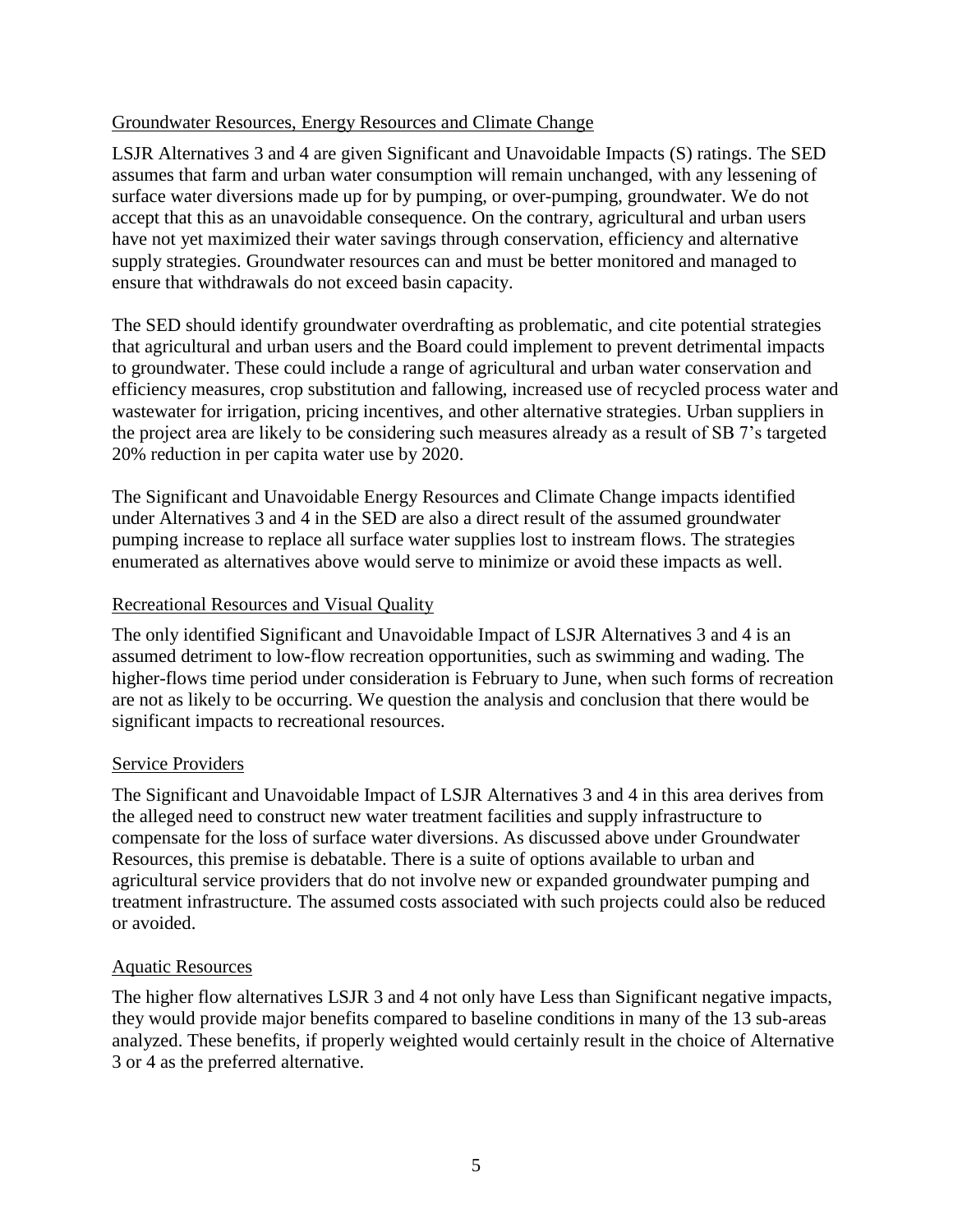Groundwater Resources, Energy Resources and Climate Change

LSJR Alternatives 3 and 4 are given Significant and Unavoidable Impacts (S) ratings. The SED assumes that farm and urban water consumption will remain unchanged, with any lessening of surface water diversions made up for by pumping, or over-pumping, groundwater. We do not accept that this as an unavoidable consequence. On the contrary, agricultural and urban users have not yet maximized their water savings through conservation, efficiency and alternative supply strategies. Groundwater resources can and must be better monitored and managed to ensure that withdrawals do not exceed basin capacity.

The SED should identify groundwater overdrafting as problematic, and cite potential strategies that agricultural and urban users and the Board could implement to prevent detrimental impacts to groundwater. These could include a range of agricultural and urban water conservation and efficiency measures, crop substitution and fallowing, increased use of recycled process water and wastewater for irrigation, pricing incentives, and other alternative strategies. Urban suppliers in the project area are likely to be considering such measures already as a result of SB 7's targeted 20% reduction in per capita water use by 2020.

The Significant and Unavoidable Energy Resources and Climate Change impacts identified under Alternatives 3 and 4 in the SED are also a direct result of the assumed groundwater pumping increase to replace all surface water supplies lost to instream flows. The strategies enumerated as alternatives above would serve to minimize or avoid these impacts as well.

Recreational Resources and Visual Quality

The only identified Significant and Unavoidable Impact of LSJR Alternatives 3 and 4 is an assumed detriment to low-flow recreation opportunities, such as swimming and wading. The higher-flows time period under consideration is February to June, when such forms of recreation are not as likely to be occurring. We question the analysis and conclusion that there would be significant impacts to recreational resources.

Service Providers

The Significant and Unavoidable Impact of LSJR Alternatives 3 and 4 in this area derives from the alleged need to construct new water treatment facilities and supply infrastructure to compensate for the loss of surface water diversions. As discussed above under Groundwater Resources, this premise is debatable. There is a suite of options available to urban and agricultural service providers that do not involve new or expanded groundwater pumping and treatment infrastructure. The assumed costs associated with such projects could also be reduced or avoided.

Aquatic Resources

The higher flow alternatives LSJR 3 and 4 not only have Less than Significant negative impacts, they would provide major benefits compared to baseline conditions in many of the 13 sub-areas analyzed. These benefits, if properly weighted would certainly result in the choice of Alternative 3 or 4 as the preferred alternative.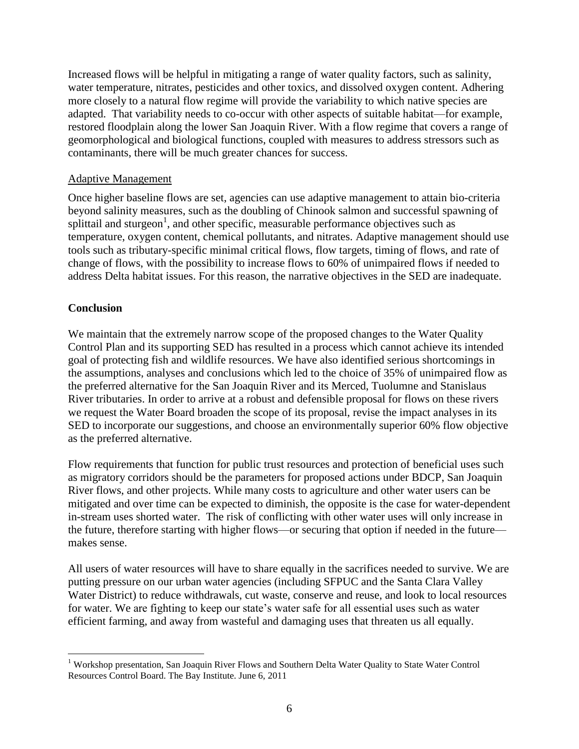Increased flows will be helpful in mitigating a range of water quality factors, such as salinity, water temperature, nitrates, pesticides and other toxics, and dissolved oxygen content. Adhering more closely to a natural flow regime will provide the variability to which native species are adapted. That variability needs to co-occur with other aspects of suitable habitat—for example, restored floodplain along the lower San Joaquin River. With a flow regime that covers a range of geomorphological and biological functions, coupled with measures to address stressors such as contaminants, there will be much greater chances for success.

Adaptive Management

Once higher baseline flows are set, agencies can use adaptive management to attain bio-criteria beyond salinity measures, such as the doubling of Chinook salmon and successful spawning of splittail and sturgeon[1], and other specific, measurable performance objectives such as temperature, oxygen content, chemical pollutants, and nitrates. Adaptive management should use tools such as tributary-specific minimal critical flows, flow targets, timing of flows, and rate of change of flows, with the possibility to increase flows to 60% of unimpaired flows if needed to address Delta habitat issues. For this reason, the narrative objectives in the SED are inadequate.

**Conclusion**

We maintain that the extremely narrow scope of the proposed changes to the Water Quality Control Plan and its supporting SED has resulted in a process which cannot achieve its intended goal of protecting fish and wildlife resources. We have also identified serious shortcomings in the assumptions, analyses and conclusions which led to the choice of 35% of unimpaired flow as the preferred alternative for the San Joaquin River and its Merced, Tuolumne and Stanislaus River tributaries. In order to arrive at a robust and defensible proposal for flows on these rivers we request the Water Board broaden the scope of its proposal, revise the impact analyses in its SED to incorporate our suggestions, and choose an environmentally superior 60% flow objective as the preferred alternative.

Flow requirements that function for public trust resources and protection of beneficial uses such as migratory corridors should be the parameters for proposed actions under BDCP, San Joaquin River flows, and other projects. While many costs to agriculture and other water users can be mitigated and over time can be expected to diminish, the opposite is the case for water-dependent in-stream uses shorted water. The risk of conflicting with other water uses will only increase in the future, therefore starting with higher flows—or securing that option if needed in the future—makes sense.

All users of water resources will have to share equally in the sacrifices needed to survive. We are putting pressure on our urban water agencies (including SFPUC and the Santa Clara Valley Water District) to reduce withdrawals, cut waste, conserve and reuse, and look to local resources for water. We are fighting to keep our state's water safe for all essential uses such as water efficient farming, and away from wasteful and damaging uses that threaten us all equally.

---

[1] Workshop presentation, San Joaquin River Flows and Southern Delta Water Quality to State Water Control Resources Control Board. The Bay Institute. June 6, 2011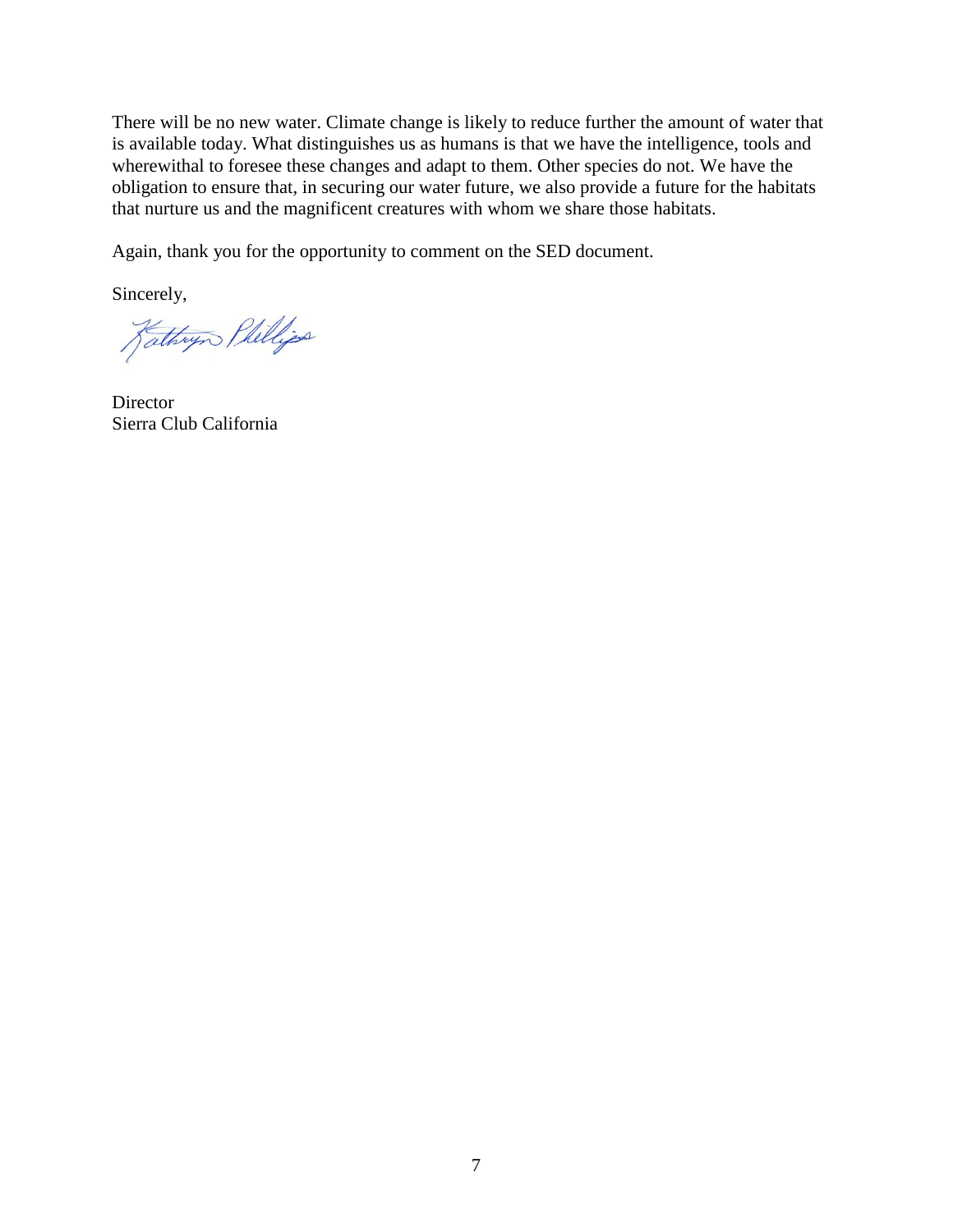There will be no new water. Climate change is likely to reduce further the amount of water that is available today. What distinguishes us as humans is that we have the intelligence, tools and wherewithal to foresee these changes and adapt to them. Other species do not. We have the obligation to ensure that, in securing our water future, we also provide a future for the habitats that nurture us and the magnificent creatures with whom we share those habitats.

Again, thank you for the opportunity to comment on the SED document.

Sincerely,

Kathryn Phillips

Director
Sierra Club California